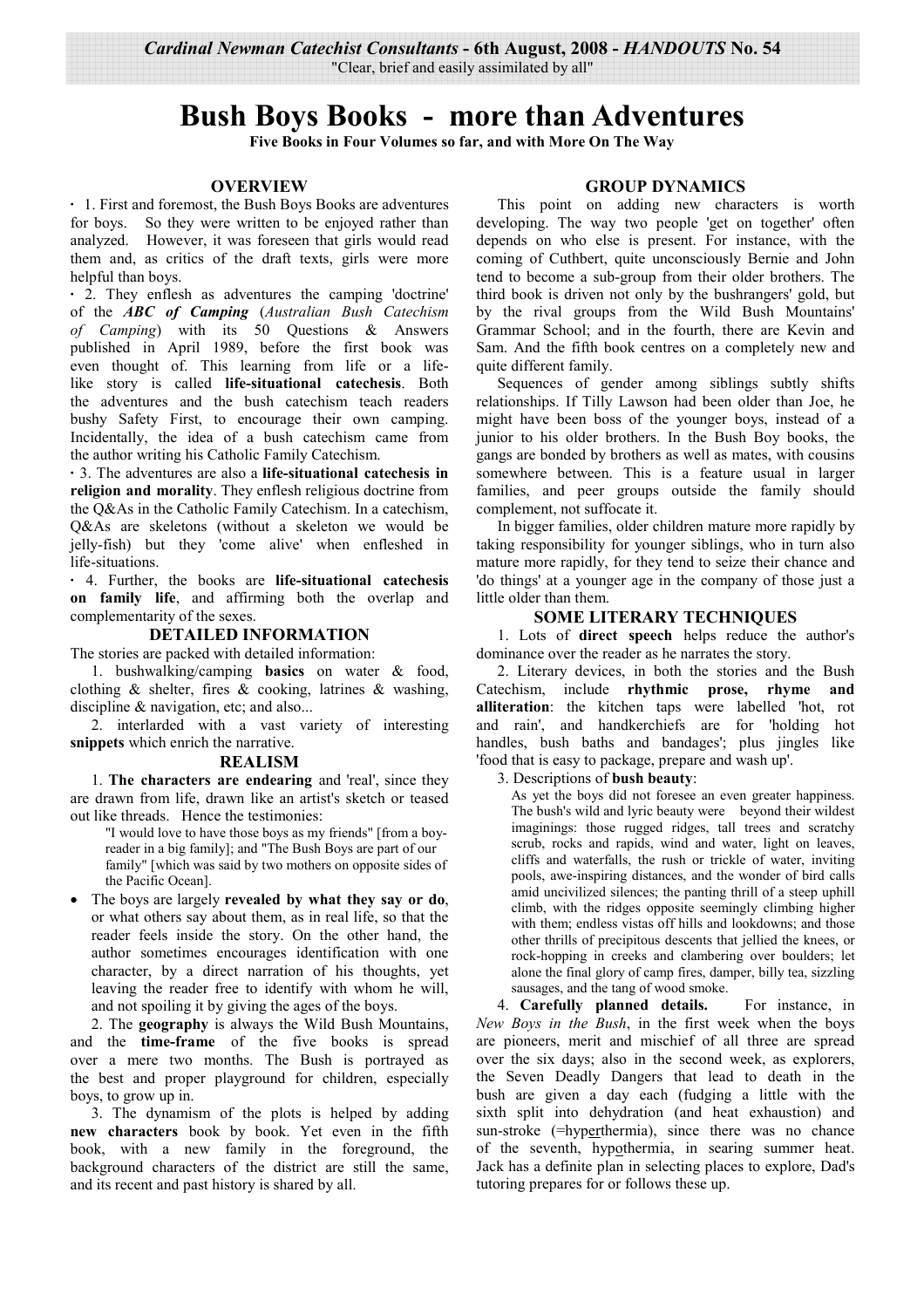*Cardinal Newman Catechist Consultants* - **6th August, 2008** - ***HANDOUTS* No. 54**
"Clear, brief and easily assimilated by all"

# Bush Boys Books - more than Adventures

**Five Books in Four Volumes so far, and with More On The Way**

## OVERVIEW

· 1. First and foremost, the Bush Boys Books are adventures for boys. So they were written to be enjoyed rather than analyzed. However, it was foreseen that girls would read them and, as critics of the draft texts, girls were more helpful than boys.

· 2. They enflesh as adventures the camping 'doctrine' of the ***ABC of Camping*** (*Australian Bush Catechism of Camping*) with its 50 Questions & Answers published in April 1989, before the first book was even thought of. This learning from life or a life-like story is called **life-situational catechesis**. Both the adventures and the bush catechism teach readers bushy Safety First, to encourage their own camping. Incidentally, the idea of a bush catechism came from the author writing his Catholic Family Catechism.

· 3. The adventures are also a **life-situational catechesis in religion and morality**. They enflesh religious doctrine from the Q&As in the Catholic Family Catechism. In a catechism, Q&As are skeletons (without a skeleton we would be jelly-fish) but they 'come alive' when enfleshed in life-situations.

· 4. Further, the books are **life-situational catechesis on family life**, and affirming both the overlap and complementarity of the sexes.

## DETAILED INFORMATION

The stories are packed with detailed information:

1. bushwalking/camping **basics** on water & food, clothing & shelter, fires & cooking, latrines & washing, discipline & navigation, etc; and also...
2. interlarded with a vast variety of interesting **snippets** which enrich the narrative.

## REALISM

1. **The characters are endearing** and 'real', since they are drawn from life, drawn like an artist's sketch or teased out like threads. Hence the testimonies:

> "I would love to have those boys as my friends" [from a boy-reader in a big family]; and "The Bush Boys are part of our family" [which was said by two mothers on opposite sides of the Pacific Ocean].

- The boys are largely **revealed by what they say or do**, or what others say about them, as in real life, so that the reader feels inside the story. On the other hand, the author sometimes encourages identification with one character, by a direct narration of his thoughts, yet leaving the reader free to identify with whom he will, and not spoiling it by giving the ages of the boys.

2. The **geography** is always the Wild Bush Mountains, and the **time-frame** of the five books is spread over a mere two months. The Bush is portrayed as the best and proper playground for children, especially boys, to grow up in.

3. The dynamism of the plots is helped by adding **new characters** book by book. Yet even in the fifth book, with a new family in the foreground, the background characters of the district are still the same, and its recent and past history is shared by all.

## GROUP DYNAMICS

This point on adding new characters is worth developing. The way two people 'get on together' often depends on who else is present. For instance, with the coming of Cuthbert, quite unconsciously Bernie and John tend to become a sub-group from their older brothers. The third book is driven not only by the bushrangers' gold, but by the rival groups from the Wild Bush Mountains' Grammar School; and in the fourth, there are Kevin and Sam. And the fifth book centres on a completely new and quite different family.

Sequences of gender among siblings subtly shifts relationships. If Tilly Lawson had been older than Joe, he might have been boss of the younger boys, instead of a junior to his older brothers. In the Bush Boy books, the gangs are bonded by brothers as well as mates, with cousins somewhere between. This is a feature usual in larger families, and peer groups outside the family should complement, not suffocate it.

In bigger families, older children mature more rapidly by taking responsibility for younger siblings, who in turn also mature more rapidly, for they tend to seize their chance and 'do things' at a younger age in the company of those just a little older than them.

## SOME LITERARY TECHNIQUES

1. Lots of **direct speech** helps reduce the author's dominance over the reader as he narrates the story.

2. Literary devices, in both the stories and the Bush Catechism, include **rhythmic prose, rhyme and alliteration**: the kitchen taps were labelled 'hot, rot and rain', and handkerchiefs are for 'holding hot handles, bush baths and bandages'; plus jingles like 'food that is easy to package, prepare and wash up'.

3. Descriptions of **bush beauty**:

> As yet the boys did not foresee an even greater happiness. The bush's wild and lyric beauty were beyond their wildest imaginings: those rugged ridges, tall trees and scratchy scrub, rocks and rapids, wind and water, light on leaves, cliffs and waterfalls, the rush or trickle of water, inviting pools, awe-inspiring distances, and the wonder of bird calls amid uncivilized silences; the panting thrill of a steep uphill climb, with the ridges opposite seemingly climbing higher with them; endless vistas off hills and lookdowns; and those other thrills of precipitous descents that jellied the knees, or rock-hopping in creeks and clambering over boulders; let alone the final glory of camp fires, damper, billy tea, sizzling sausages, and the tang of wood smoke.

4. **Carefully planned details.** For instance, in *New Boys in the Bush*, in the first week when the boys are pioneers, merit and mischief of all three are spread over the six days; also in the second week, as explorers, the Seven Deadly Dangers that lead to death in the bush are given a day each (fudging a little with the sixth split into dehydration (and heat exhaustion) and sun-stroke (=hyp<u>er</u>thermia), since there was no chance of the seventh, hyp<u>o</u>thermia, in searing summer heat. Jack has a definite plan in selecting places to explore, Dad's tutoring prepares for or follows these up.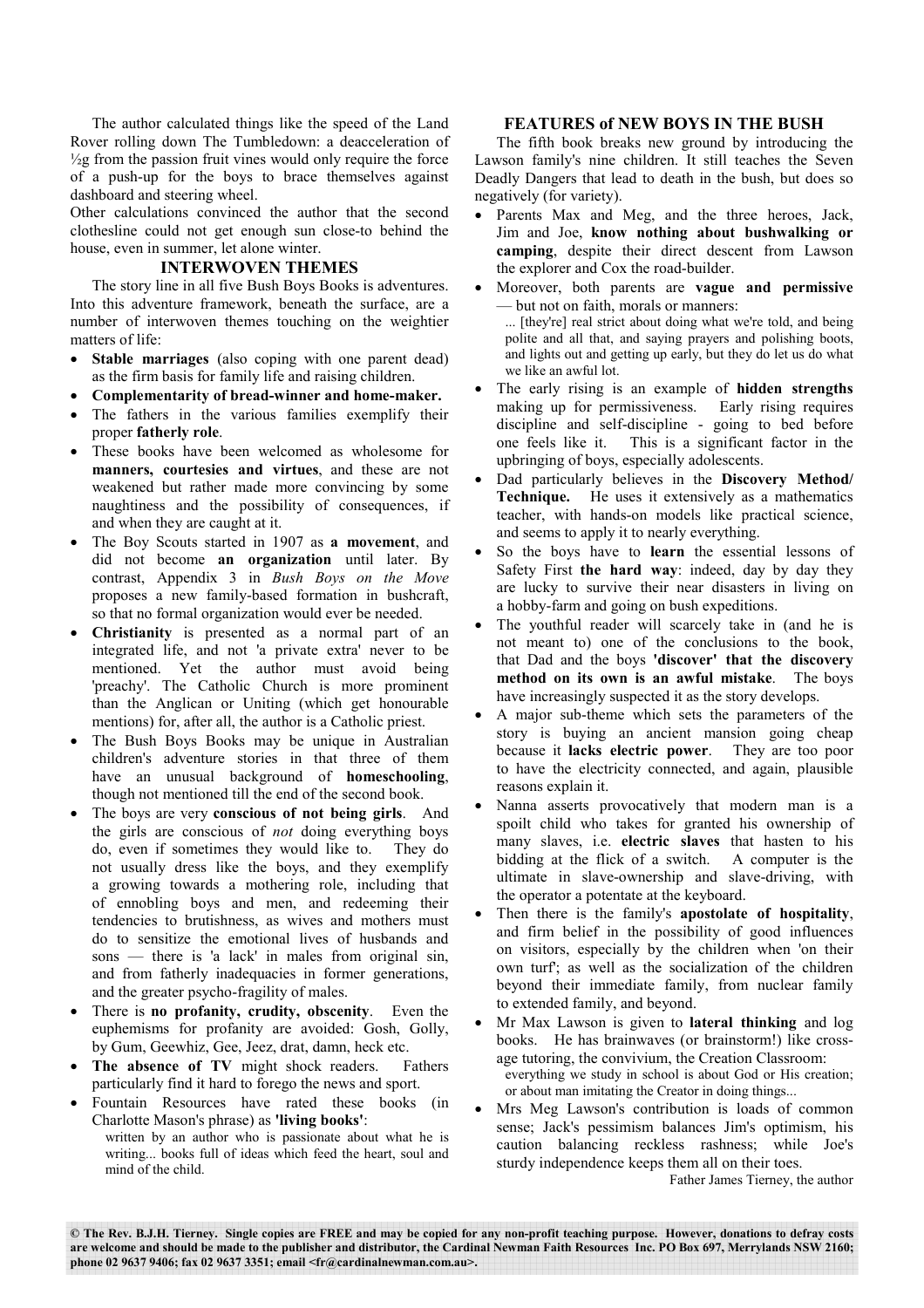The author calculated things like the speed of the Land Rover rolling down The Tumbledown: a deacceleration of ½g from the passion fruit vines would only require the force of a push-up for the boys to brace themselves against dashboard and steering wheel.
Other calculations convinced the author that the second clothesline could not get enough sun close-to behind the house, even in summer, let alone winter.

### INTERWOVEN THEMES

The story line in all five Bush Boys Books is adventures. Into this adventure framework, beneath the surface, are a number of interwoven themes touching on the weightier matters of life:

- **Stable marriages** (also coping with one parent dead) as the firm basis for family life and raising children.
- **Complementarity of bread-winner and home-maker.**
- The fathers in the various families exemplify their proper **fatherly role**.
- These books have been welcomed as wholesome for **manners, courtesies and virtues**, and these are not weakened but rather made more convincing by some naughtiness and the possibility of consequences, if and when they are caught at it.
- The Boy Scouts started in 1907 as **a movement**, and did not become **an organization** until later. By contrast, Appendix 3 in *Bush Boys on the Move* proposes a new family-based formation in bushcraft, so that no formal organization would ever be needed.
- **Christianity** is presented as a normal part of an integrated life, and not 'a private extra' never to be mentioned. Yet the author must avoid being 'preachy'. The Catholic Church is more prominent than the Anglican or Uniting (which get honourable mentions) for, after all, the author is a Catholic priest.
- The Bush Boys Books may be unique in Australian children's adventure stories in that three of them have an unusual background of **homeschooling**, though not mentioned till the end of the second book.
- The boys are very **conscious of not being girls**. And the girls are conscious of *not* doing everything boys do, even if sometimes they would like to. They do not usually dress like the boys, and they exemplify a growing towards a mothering role, including that of ennobling boys and men, and redeeming their tendencies to brutishness, as wives and mothers must do to sensitize the emotional lives of husbands and sons — there is 'a lack' in males from original sin, and from fatherly inadequacies in former generations, and the greater psycho-fragility of males.
- There is **no profanity, crudity, obscenity**. Even the euphemisms for profanity are avoided: Gosh, Golly, by Gum, Geewhiz, Gee, Jeez, drat, damn, heck etc.
- **The absence of TV** might shock readers. Fathers particularly find it hard to forego the news and sport.
- Fountain Resources have rated these books (in Charlotte Mason's phrase) as **'living books'**:
  written by an author who is passionate about what he is writing... books full of ideas which feed the heart, soul and mind of the child.

### FEATURES of NEW BOYS IN THE BUSH

The fifth book breaks new ground by introducing the Lawson family's nine children. It still teaches the Seven Deadly Dangers that lead to death in the bush, but does so negatively (for variety).

- Parents Max and Meg, and the three heroes, Jack, Jim and Joe, **know nothing about bushwalking or camping**, despite their direct descent from Lawson the explorer and Cox the road-builder.
- Moreover, both parents are **vague and permissive** — but not on faith, morals or manners:
  ... [they're] real strict about doing what we're told, and being polite and all that, and saying prayers and polishing boots, and lights out and getting up early, but they do let us do what we like an awful lot.
- The early rising is an example of **hidden strengths** making up for permissiveness. Early rising requires discipline and self-discipline - going to bed before one feels like it. This is a significant factor in the upbringing of boys, especially adolescents.
- Dad particularly believes in the **Discovery Method/ Technique.** He uses it extensively as a mathematics teacher, with hands-on models like practical science, and seems to apply it to nearly everything.
- So the boys have to **learn** the essential lessons of Safety First **the hard way**: indeed, day by day they are lucky to survive their near disasters in living on a hobby-farm and going on bush expeditions.
- The youthful reader will scarcely take in (and he is not meant to) one of the conclusions to the book, that Dad and the boys **'discover' that the discovery method on its own is an awful mistake**. The boys have increasingly suspected it as the story develops.
- A major sub-theme which sets the parameters of the story is buying an ancient mansion going cheap because it **lacks electric power**. They are too poor to have the electricity connected, and again, plausible reasons explain it.
- Nanna asserts provocatively that modern man is a spoilt child who takes for granted his ownership of many slaves, i.e. **electric slaves** that hasten to his bidding at the flick of a switch. A computer is the ultimate in slave-ownership and slave-driving, with the operator a potentate at the keyboard.
- Then there is the family's **apostolate of hospitality**, and firm belief in the possibility of good influences on visitors, especially by the children when 'on their own turf'; as well as the socialization of the children beyond their immediate family, from nuclear family to extended family, and beyond.
- Mr Max Lawson is given to **lateral thinking** and log books. He has brainwaves (or brainstorm!) like cross-age tutoring, the convivium, the Creation Classroom:
  everything we study in school is about God or His creation; or about man imitating the Creator in doing things...
- Mrs Meg Lawson's contribution is loads of common sense; Jack's pessimism balances Jim's optimism, his caution balancing reckless rashness; while Joe's sturdy independence keeps them all on their toes.

Father James Tierney, the author

**© The Rev. B.J.H. Tierney. Single copies are FREE and may be copied for any non-profit teaching purpose. However, donations to defray costs are welcome and should be made to the publisher and distributor, the Cardinal Newman Faith Resources Inc. PO Box 697, Merrylands NSW 2160; phone 02 9637 9406; fax 02 9637 3351; email <fr@cardinalnewman.com.au>.**